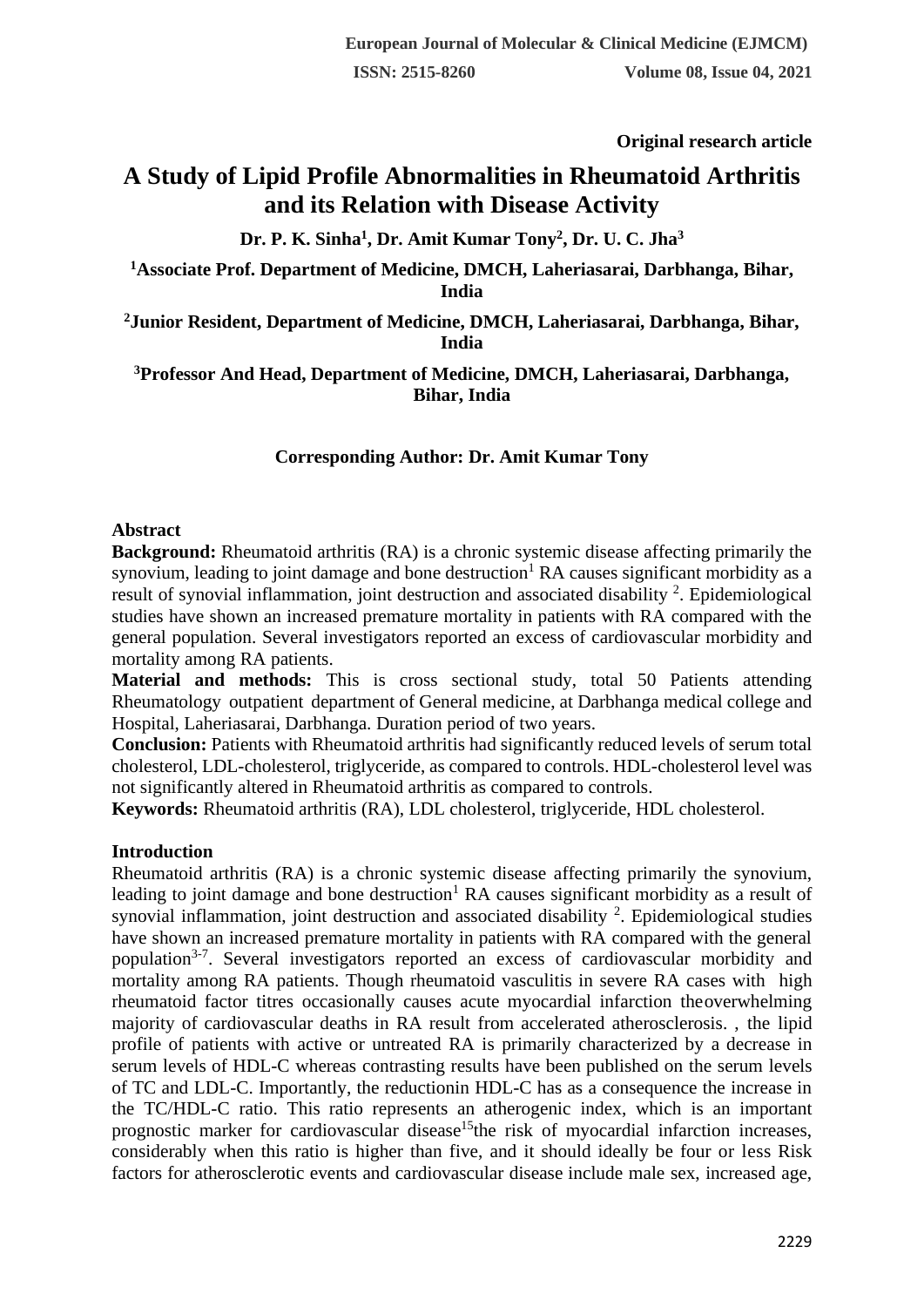Original research article

# A Study of Lipid Profile Abnormalities in Rheumatoid Arthritis and its Relation with Disease Activity

**Dr. P. K. Sinha[1], Dr. Amit Kumar Tony[2], Dr. U. C. Jha[3]**

**[1]Associate Prof. Department of Medicine, DMCH, Laheriasarai, Darbhanga, Bihar, India**

**[2]Junior Resident, Department of Medicine, DMCH, Laheriasarai, Darbhanga, Bihar, India**

**[3]Professor And Head, Department of Medicine, DMCH, Laheriasarai, Darbhanga, Bihar, India**

**Corresponding Author: Dr. Amit Kumar Tony**

## Abstract

**Background:** Rheumatoid arthritis (RA) is a chronic systemic disease affecting primarily the synovium, leading to joint damage and bone destruction[1] RA causes significant morbidity as a result of synovial inflammation, joint destruction and associated disability [2]. Epidemiological studies have shown an increased premature mortality in patients with RA compared with the general population. Several investigators reported an excess of cardiovascular morbidity and mortality among RA patients.

**Material and methods:** This is cross sectional study, total 50 Patients attending Rheumatology outpatient department of General medicine, at Darbhanga medical college and Hospital, Laheriasarai, Darbhanga. Duration period of two years.

**Conclusion:** Patients with Rheumatoid arthritis had significantly reduced levels of serum total cholesterol, LDL-cholesterol, triglyceride, as compared to controls. HDL-cholesterol level was not significantly altered in Rheumatoid arthritis as compared to controls.

**Keywords:** Rheumatoid arthritis (RA), LDL cholesterol, triglyceride, HDL cholesterol.

## Introduction

Rheumatoid arthritis (RA) is a chronic systemic disease affecting primarily the synovium, leading to joint damage and bone destruction[1] RA causes significant morbidity as a result of synovial inflammation, joint destruction and associated disability [2]. Epidemiological studies have shown an increased premature mortality in patients with RA compared with the general population[3-7]. Several investigators reported an excess of cardiovascular morbidity and mortality among RA patients. Though rheumatoid vasculitis in severe RA cases with high rheumatoid factor titres occasionally causes acute myocardial infarction theoverwhelming majority of cardiovascular deaths in RA result from accelerated atherosclerosis. , the lipid profile of patients with active or untreated RA is primarily characterized by a decrease in serum levels of HDL-C whereas contrasting results have been published on the serum levels of TC and LDL-C. Importantly, the reductionin HDL-C has as a consequence the increase in the TC/HDL-C ratio. This ratio represents an atherogenic index, which is an important prognostic marker for cardiovascular disease[15]the risk of myocardial infarction increases, considerably when this ratio is higher than five, and it should ideally be four or less Risk factors for atherosclerotic events and cardiovascular disease include male sex, increased age,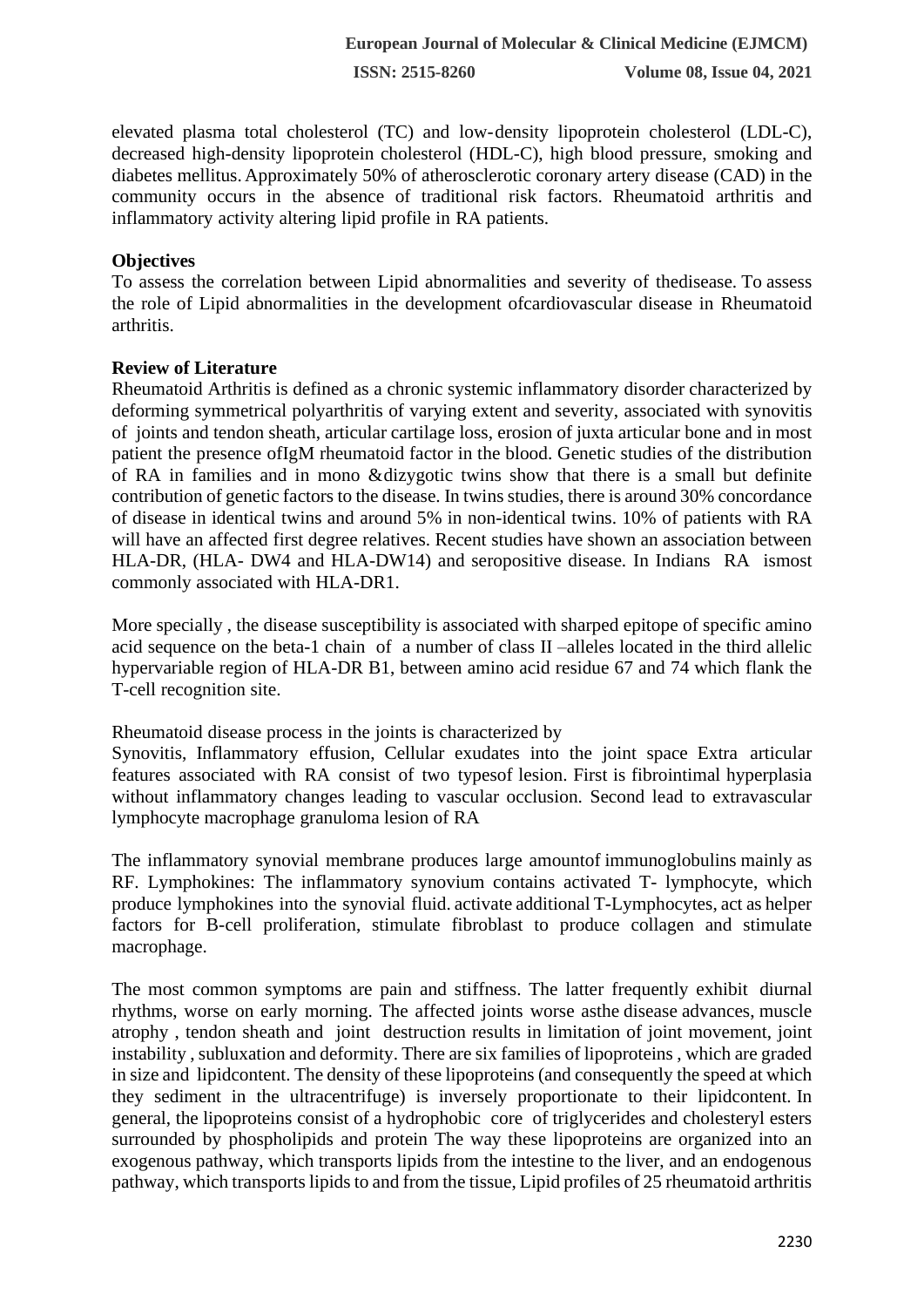elevated plasma total cholesterol (TC) and low-density lipoprotein cholesterol (LDL-C), decreased high-density lipoprotein cholesterol (HDL-C), high blood pressure, smoking and diabetes mellitus. Approximately 50% of atherosclerotic coronary artery disease (CAD) in the community occurs in the absence of traditional risk factors. Rheumatoid arthritis and inflammatory activity altering lipid profile in RA patients.

**Objectives**

To assess the correlation between Lipid abnormalities and severity of thedisease. To assess the role of Lipid abnormalities in the development ofcardiovascular disease in Rheumatoid arthritis.

**Review of Literature**

Rheumatoid Arthritis is defined as a chronic systemic inflammatory disorder characterized by deforming symmetrical polyarthritis of varying extent and severity, associated with synovitis of joints and tendon sheath, articular cartilage loss, erosion of juxta articular bone and in most patient the presence ofIgM rheumatoid factor in the blood. Genetic studies of the distribution of RA in families and in mono &dizygotic twins show that there is a small but definite contribution of genetic factors to the disease. In twins studies, there is around 30% concordance of disease in identical twins and around 5% in non-identical twins. 10% of patients with RA will have an affected first degree relatives. Recent studies have shown an association between HLA-DR, (HLA- DW4 and HLA-DW14) and seropositive disease. In Indians RA ismost commonly associated with HLA-DR1.

More specially , the disease susceptibility is associated with sharped epitope of specific amino acid sequence on the beta-1 chain of a number of class II –alleles located in the third allelic hypervariable region of HLA-DR B1, between amino acid residue 67 and 74 which flank the T-cell recognition site.

Rheumatoid disease process in the joints is characterized by

Synovitis, Inflammatory effusion, Cellular exudates into the joint space Extra articular features associated with RA consist of two typesof lesion. First is fibrointimal hyperplasia without inflammatory changes leading to vascular occlusion. Second lead to extravascular lymphocyte macrophage granuloma lesion of RA

The inflammatory synovial membrane produces large amountof immunoglobulins mainly as RF. Lymphokines: The inflammatory synovium contains activated T- lymphocyte, which produce lymphokines into the synovial fluid. activate additional T-Lymphocytes, act as helper factors for B-cell proliferation, stimulate fibroblast to produce collagen and stimulate macrophage.

The most common symptoms are pain and stiffness. The latter frequently exhibit diurnal rhythms, worse on early morning. The affected joints worse asthe disease advances, muscle atrophy , tendon sheath and joint destruction results in limitation of joint movement, joint instability , subluxation and deformity. There are six families of lipoproteins , which are graded in size and lipidcontent. The density of these lipoproteins (and consequently the speed at which they sediment in the ultracentrifuge) is inversely proportionate to their lipidcontent. In general, the lipoproteins consist of a hydrophobic core of triglycerides and cholesteryl esters surrounded by phospholipids and protein The way these lipoproteins are organized into an exogenous pathway, which transports lipids from the intestine to the liver, and an endogenous pathway, which transports lipids to and from the tissue, Lipid profiles of 25 rheumatoid arthritis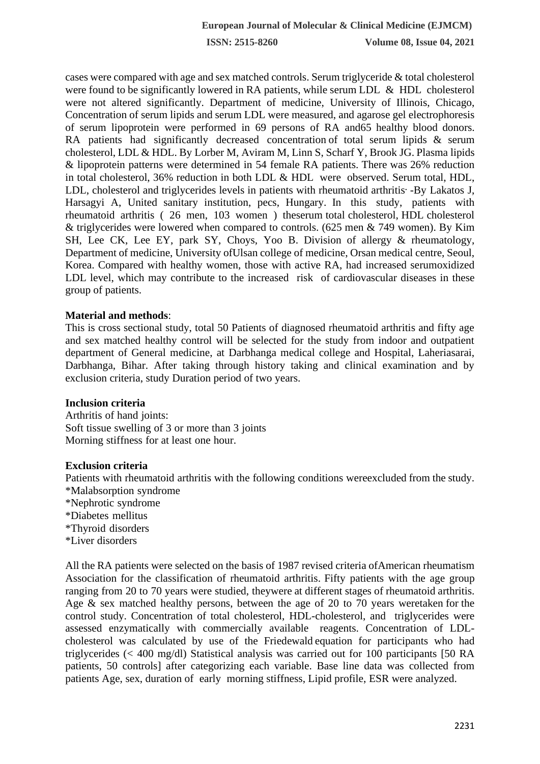cases were compared with age and sex matched controls. Serum triglyceride & total cholesterol were found to be significantly lowered in RA patients, while serum LDL & HDL cholesterol were not altered significantly. Department of medicine, University of Illinois, Chicago, Concentration of serum lipids and serum LDL were measured, and agarose gel electrophoresis of serum lipoprotein were performed in 69 persons of RA and65 healthy blood donors. RA patients had significantly decreased concentration of total serum lipids & serum cholesterol, LDL & HDL. By Lorber M, Aviram M, Linn S, Scharf Y, Brook JG. Plasma lipids & lipoprotein patterns were determined in 54 female RA patients. There was 26% reduction in total cholesterol, 36% reduction in both LDL & HDL were observed. Serum total, HDL, LDL, cholesterol and triglycerides levels in patients with rheumatoid arthritis· -By Lakatos J, Harsagyi A, United sanitary institution, pecs, Hungary. In this study, patients with rheumatoid arthritis ( 26 men, 103 women ) theserum total cholesterol, HDL cholesterol & triglycerides were lowered when compared to controls. (625 men & 749 women). By Kim SH, Lee CK, Lee EY, park SY, Choys, Yoo B. Division of allergy & rheumatology, Department of medicine, University ofUlsan college of medicine, Orsan medical centre, Seoul, Korea. Compared with healthy women, those with active RA, had increased serumoxidized LDL level, which may contribute to the increased risk of cardiovascular diseases in these group of patients.

**Material and methods**:

This is cross sectional study, total 50 Patients of diagnosed rheumatoid arthritis and fifty age and sex matched healthy control will be selected for the study from indoor and outpatient department of General medicine, at Darbhanga medical college and Hospital, Laheriasarai, Darbhanga, Bihar. After taking through history taking and clinical examination and by exclusion criteria, study Duration period of two years.

**Inclusion criteria**

Arthritis of hand joints:
Soft tissue swelling of 3 or more than 3 joints
Morning stiffness for at least one hour.

**Exclusion criteria**

Patients with rheumatoid arthritis with the following conditions wereexcluded from the study.
*Malabsorption syndrome
*Nephrotic syndrome
*Diabetes mellitus
*Thyroid disorders
*Liver disorders

All the RA patients were selected on the basis of 1987 revised criteria ofAmerican rheumatism Association for the classification of rheumatoid arthritis. Fifty patients with the age group ranging from 20 to 70 years were studied, theywere at different stages of rheumatoid arthritis. Age & sex matched healthy persons, between the age of 20 to 70 years weretaken for the control study. Concentration of total cholesterol, HDL-cholesterol, and triglycerides were assessed enzymatically with commercially available reagents. Concentration of LDL-cholesterol was calculated by use of the Friedewald equation for participants who had triglycerides (< 400 mg/dl) Statistical analysis was carried out for 100 participants [50 RA patients, 50 controls] after categorizing each variable. Base line data was collected from patients Age, sex, duration of early morning stiffness, Lipid profile, ESR were analyzed.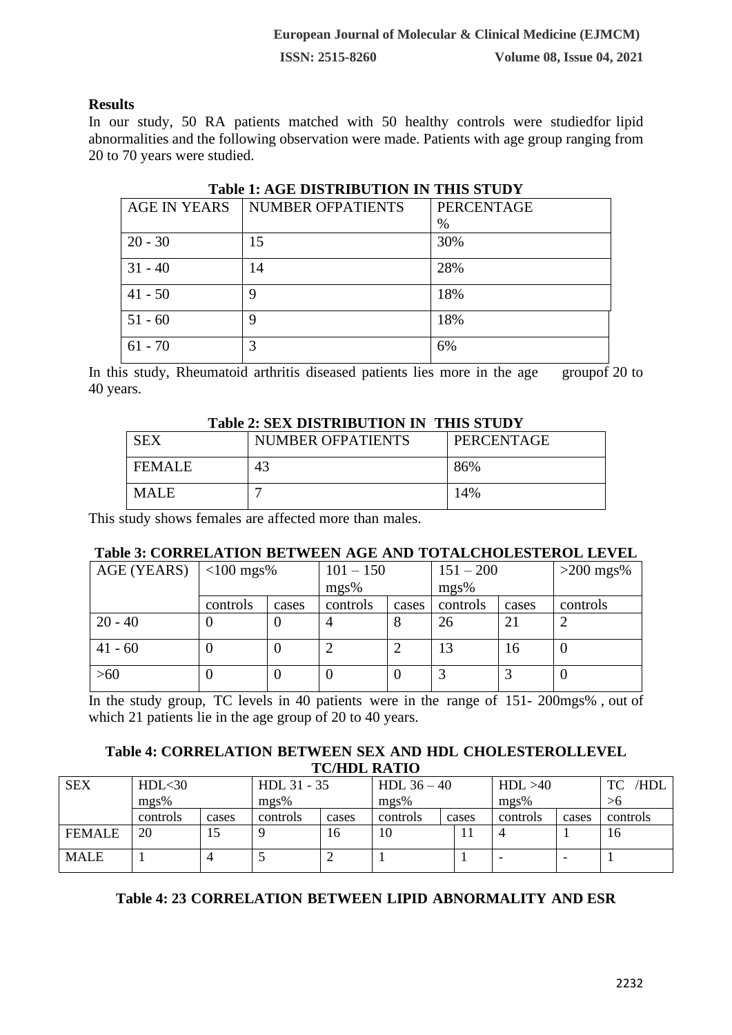## Results

In our study, 50 RA patients matched with 50 healthy controls were studiedfor lipid abnormalities and the following observation were made. Patients with age group ranging from 20 to 70 years were studied.

**Table 1: AGE DISTRIBUTION IN THIS STUDY**

| AGE IN YEARS | NUMBER OFPATIENTS | PERCENTAGE % |
|---|---|---|
| 20 - 30 | 15 | 30% |
| 31 - 40 | 14 | 28% |
| 41 - 50 | 9 | 18% |
| 51 - 60 | 9 | 18% |
| 61 - 70 | 3 | 6% |

In this study, Rheumatoid arthritis diseased patients lies more in the age groupof 20 to 40 years.

**Table 2: SEX DISTRIBUTION IN THIS STUDY**

| SEX | NUMBER OFPATIENTS | PERCENTAGE |
|---|---|---|
| FEMALE | 43 | 86% |
| MALE | 7 | 14% |

This study shows females are affected more than males.

**Table 3: CORRELATION BETWEEN AGE AND TOTALCHOLESTEROL LEVEL**

| AGE (YEARS) | <100 mgs% | | 101 – 150 mgs% | | 151 – 200 mgs% | | >200 mgs% |
|---|---|---|---|---|---|---|---|
| | controls | cases | controls | cases | controls | cases | controls |
| 20 - 40 | 0 | 0 | 4 | 8 | 26 | 21 | 2 |
| 41 - 60 | 0 | 0 | 2 | 2 | 13 | 16 | 0 |
| >60 | 0 | 0 | 0 | 0 | 3 | 3 | 0 |

In the study group, TC levels in 40 patients were in the range of 151- 200mgs% , out of which 21 patients lie in the age group of 20 to 40 years.

**Table 4: CORRELATION BETWEEN SEX AND HDL CHOLESTEROLLEVEL TC/HDL RATIO**

| SEX | HDL<30 mgs% | | HDL 31 - 35 mgs% | | HDL 36 – 40 mgs% | | HDL >40 mgs% | | TC /HDL >6 |
|---|---|---|---|---|---|---|---|---|---|
| | controls | cases | controls | cases | controls | cases | controls | cases | controls |
| FEMALE | 20 | 15 | 9 | 16 | 10 | 11 | 4 | 1 | 16 |
| MALE | 1 | 4 | 5 | 2 | 1 | 1 | - | - | 1 |

**Table 4: 23 CORRELATION BETWEEN LIPID ABNORMALITY AND ESR**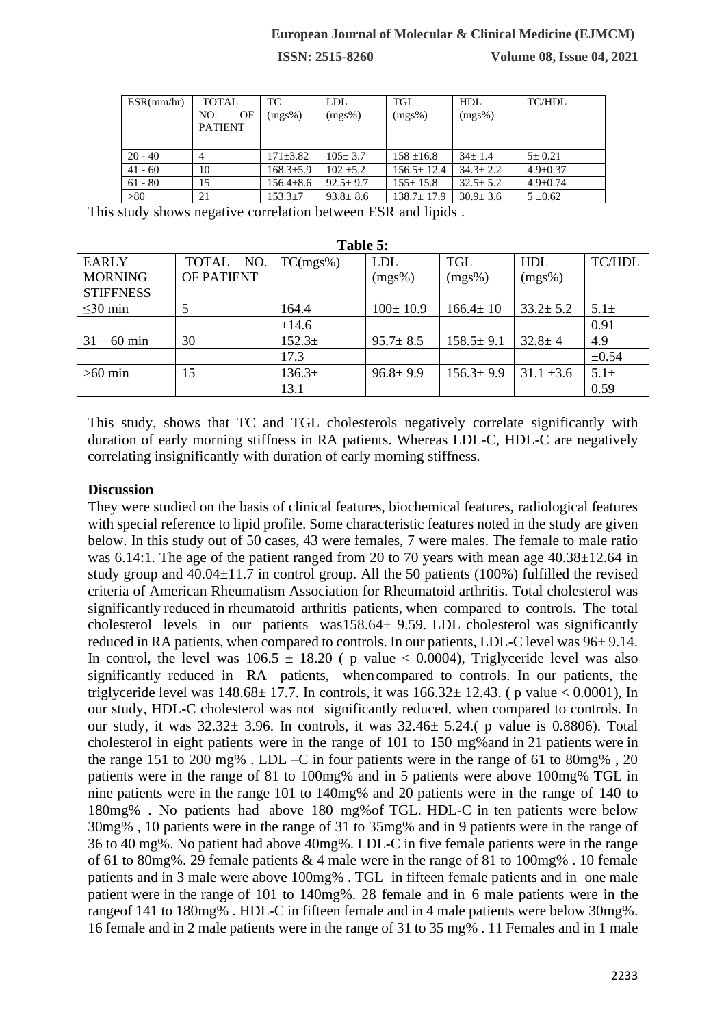| ESR(mm/hr) | TOTAL NO. OF PATIENT | TC (mgs%) | LDL (mgs%) | TGL (mgs%) | HDL (mgs%) | TC/HDL |
|---|---|---|---|---|---|---|
| 20 - 40 | 4 | 171±3.82 | 105± 3.7 | 158 ±16.8 | 34± 1.4 | 5± 0.21 |
| 41 - 60 | 10 | 168.3±5.9 | 102 ±5.2 | 156.5± 12.4 | 34.3± 2.2 | 4.9±0.37 |
| 61 - 80 | 15 | 156.4±8.6 | 92.5± 9.7 | 155± 15.8 | 32.5± 5.2 | 4.9±0.74 |
| >80 | 21 | 153.3±7 | 93.8± 8.6 | 138.7± 17.9 | 30.9± 3.6 | 5 ±0.62 |

This study shows negative correlation between ESR and lipids .

**Table 5:**

| EARLY MORNING STIFFNESS | TOTAL NO. OF PATIENT | TC(mgs%) | LDL (mgs%) | TGL (mgs%) | HDL (mgs%) | TC/HDL |
|---|---|---|---|---|---|---|
| ≤30 min | 5 | 164.4 ±14.6 | 100± 10.9 | 166.4± 10 | 33.2± 5.2 | 5.1± 0.91 |
| 31 – 60 min | 30 | 152.3± 17.3 | 95.7± 8.5 | 158.5± 9.1 | 32.8± 4 | 4.9 ±0.54 |
| >60 min | 15 | 136.3± 13.1 | 96.8± 9.9 | 156.3± 9.9 | 31.1 ±3.6 | 5.1± 0.59 |

This study, shows that TC and TGL cholesterols negatively correlate significantly with duration of early morning stiffness in RA patients. Whereas LDL-C, HDL-C are negatively correlating insignificantly with duration of early morning stiffness.

## Discussion

They were studied on the basis of clinical features, biochemical features, radiological features with special reference to lipid profile. Some characteristic features noted in the study are given below. In this study out of 50 cases, 43 were females, 7 were males. The female to male ratio was 6.14:1. The age of the patient ranged from 20 to 70 years with mean age 40.38±12.64 in study group and 40.04±11.7 in control group. All the 50 patients (100%) fulfilled the revised criteria of American Rheumatism Association for Rheumatoid arthritis. Total cholesterol was significantly reduced in rheumatoid arthritis patients, when compared to controls. The total cholesterol levels in our patients was158.64± 9.59. LDL cholesterol was significantly reduced in RA patients, when compared to controls. In our patients, LDL-C level was 96± 9.14. In control, the level was 106.5 ± 18.20 ( p value < 0.0004), Triglyceride level was also significantly reduced in RA patients, when compared to controls. In our patients, the triglyceride level was 148.68± 17.7. In controls, it was 166.32± 12.43. ( p value < 0.0001), In our study, HDL-C cholesterol was not significantly reduced, when compared to controls. In our study, it was 32.32± 3.96. In controls, it was 32.46± 5.24.( p value is 0.8806). Total cholesterol in eight patients were in the range of 101 to 150 mg%and in 21 patients were in the range 151 to 200 mg% . LDL –C in four patients were in the range of 61 to 80mg% , 20 patients were in the range of 81 to 100mg% and in 5 patients were above 100mg% TGL in nine patients were in the range 101 to 140mg% and 20 patients were in the range of 140 to 180mg% . No patients had above 180 mg%of TGL. HDL-C in ten patients were below 30mg% , 10 patients were in the range of 31 to 35mg% and in 9 patients were in the range of 36 to 40 mg%. No patient had above 40mg%. LDL-C in five female patients were in the range of 61 to 80mg%. 29 female patients & 4 male were in the range of 81 to 100mg% . 10 female patients and in 3 male were above 100mg% . TGL in fifteen female patients and in one male patient were in the range of 101 to 140mg%. 28 female and in 6 male patients were in the rangeof 141 to 180mg% . HDL-C in fifteen female and in 4 male patients were below 30mg%. 16 female and in 2 male patients were in the range of 31 to 35 mg% . 11 Females and in 1 male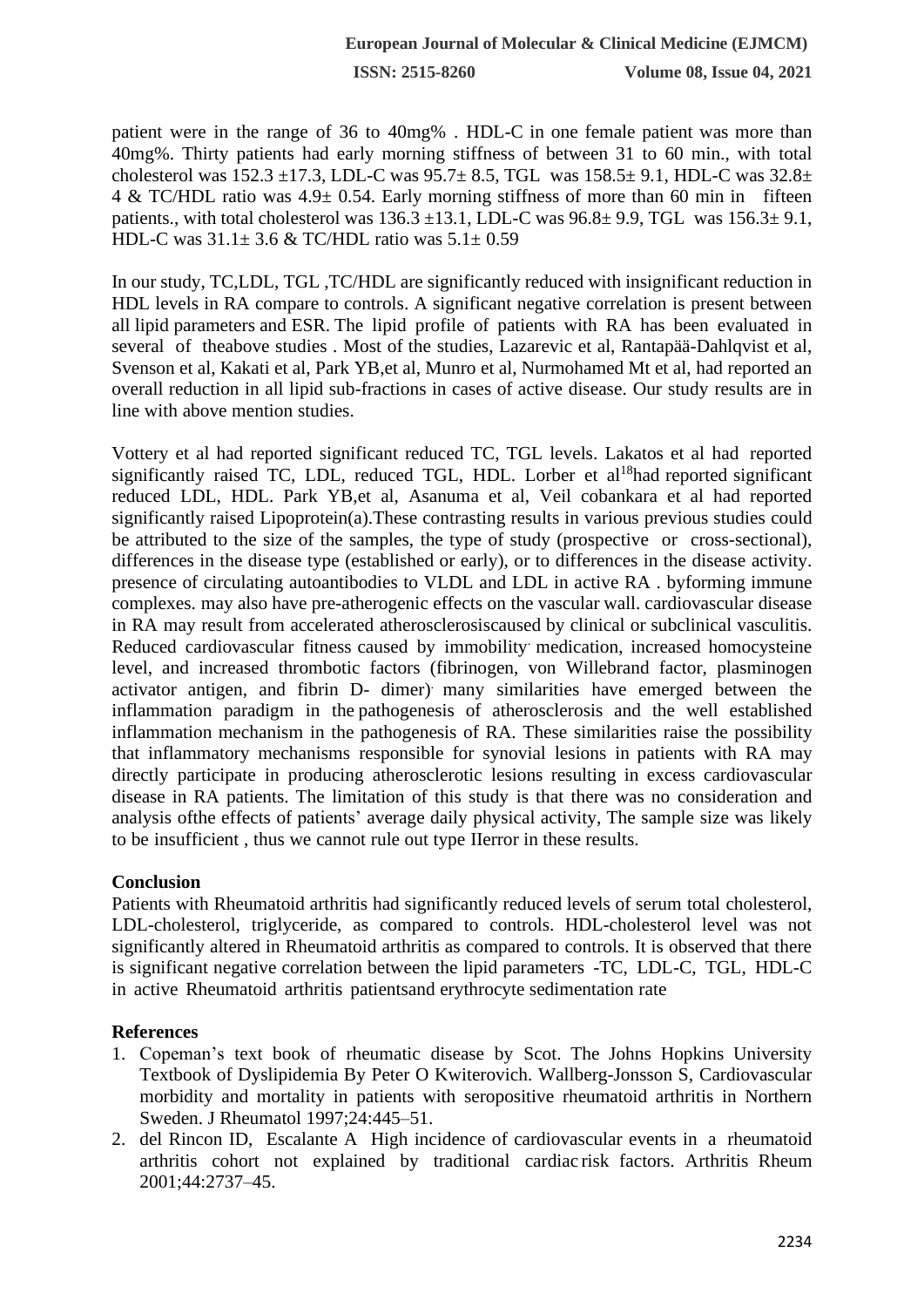patient were in the range of 36 to 40mg% . HDL-C in one female patient was more than 40mg%. Thirty patients had early morning stiffness of between 31 to 60 min., with total cholesterol was 152.3 ±17.3, LDL-C was 95.7± 8.5, TGL was 158.5± 9.1, HDL-C was 32.8± 4 & TC/HDL ratio was 4.9± 0.54. Early morning stiffness of more than 60 min in fifteen patients., with total cholesterol was 136.3 ±13.1, LDL-C was 96.8± 9.9, TGL was 156.3± 9.1, HDL-C was 31.1± 3.6 & TC/HDL ratio was 5.1± 0.59

In our study, TC,LDL, TGL ,TC/HDL are significantly reduced with insignificant reduction in HDL levels in RA compare to controls. A significant negative correlation is present between all lipid parameters and ESR. The lipid profile of patients with RA has been evaluated in several of theabove studies . Most of the studies, Lazarevic et al, Rantapää-Dahlqvist et al, Svenson et al, Kakati et al, Park YB,et al, Munro et al, Nurmohamed Mt et al, had reported an overall reduction in all lipid sub-fractions in cases of active disease. Our study results are in line with above mention studies.

Vottery et al had reported significant reduced TC, TGL levels. Lakatos et al had reported significantly raised TC, LDL, reduced TGL, HDL. Lorber et al[18]had reported significant reduced LDL, HDL. Park YB,et al, Asanuma et al, Veil cobankara et al had reported significantly raised Lipoprotein(a).These contrasting results in various previous studies could be attributed to the size of the samples, the type of study (prospective or cross-sectional), differences in the disease type (established or early), or to differences in the disease activity. presence of circulating autoantibodies to VLDL and LDL in active RA . byforming immune complexes. may also have pre-atherogenic effects on the vascular wall. cardiovascular disease in RA may result from accelerated atherosclerosiscaused by clinical or subclinical vasculitis. Reduced cardiovascular fitness caused by immobility. medication, increased homocysteine level, and increased thrombotic factors (fibrinogen, von Willebrand factor, plasminogen activator antigen, and fibrin D- dimer). many similarities have emerged between the inflammation paradigm in the pathogenesis of atherosclerosis and the well established inflammation mechanism in the pathogenesis of RA. These similarities raise the possibility that inflammatory mechanisms responsible for synovial lesions in patients with RA may directly participate in producing atherosclerotic lesions resulting in excess cardiovascular disease in RA patients. The limitation of this study is that there was no consideration and analysis ofthe effects of patients' average daily physical activity, The sample size was likely to be insufficient , thus we cannot rule out type IIerror in these results.

## Conclusion

Patients with Rheumatoid arthritis had significantly reduced levels of serum total cholesterol, LDL-cholesterol, triglyceride, as compared to controls. HDL-cholesterol level was not significantly altered in Rheumatoid arthritis as compared to controls. It is observed that there is significant negative correlation between the lipid parameters -TC, LDL-C, TGL, HDL-C in active Rheumatoid arthritis patientsand erythrocyte sedimentation rate

## References

1. Copeman's text book of rheumatic disease by Scot. The Johns Hopkins University Textbook of Dyslipidemia By Peter O Kwiterovich. Wallberg-Jonsson S, Cardiovascular morbidity and mortality in patients with seropositive rheumatoid arthritis in Northern Sweden. J Rheumatol 1997;24:445–51.
2. del Rincon ID, Escalante A High incidence of cardiovascular events in a rheumatoid arthritis cohort not explained by traditional cardiac risk factors. Arthritis Rheum 2001;44:2737–45.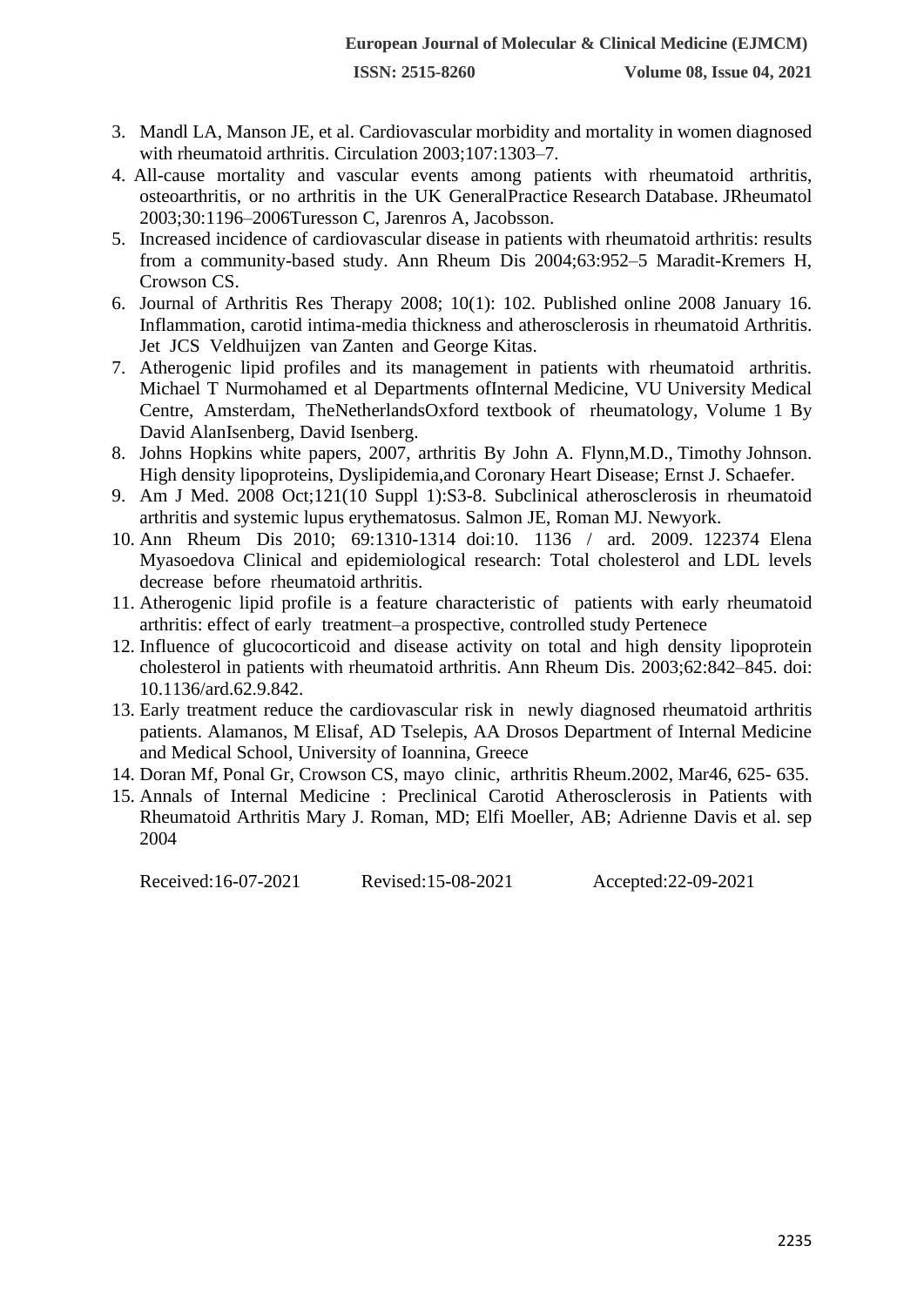3. Mandl LA, Manson JE, et al. Cardiovascular morbidity and mortality in women diagnosed with rheumatoid arthritis. Circulation 2003;107:1303–7.
4. All-cause mortality and vascular events among patients with rheumatoid arthritis, osteoarthritis, or no arthritis in the UK GeneralPractice Research Database. JRheumatol 2003;30:1196–2006Turesson C, Jarenros A, Jacobsson.
5. Increased incidence of cardiovascular disease in patients with rheumatoid arthritis: results from a community-based study. Ann Rheum Dis 2004;63:952–5 Maradit-Kremers H, Crowson CS.
6. Journal of Arthritis Res Therapy 2008; 10(1): 102. Published online 2008 January 16. Inflammation, carotid intima-media thickness and atherosclerosis in rheumatoid Arthritis. Jet JCS Veldhuijzen van Zanten and George Kitas.
7. Atherogenic lipid profiles and its management in patients with rheumatoid arthritis. Michael T Nurmohamed et al Departments ofInternal Medicine, VU University Medical Centre, Amsterdam, TheNetherlandsOxford textbook of rheumatology, Volume 1 By David AlanIsenberg, David Isenberg.
8. Johns Hopkins white papers, 2007, arthritis By John A. Flynn,M.D., Timothy Johnson. High density lipoproteins, Dyslipidemia,and Coronary Heart Disease; Ernst J. Schaefer.
9. Am J Med. 2008 Oct;121(10 Suppl 1):S3-8. Subclinical atherosclerosis in rheumatoid arthritis and systemic lupus erythematosus. Salmon JE, Roman MJ. Newyork.
10. Ann Rheum Dis 2010; 69:1310-1314 doi:10. 1136 / ard. 2009. 122374 Elena Myasoedova Clinical and epidemiological research: Total cholesterol and LDL levels decrease before rheumatoid arthritis.
11. Atherogenic lipid profile is a feature characteristic of patients with early rheumatoid arthritis: effect of early treatment–a prospective, controlled study Pertenece
12. Influence of glucocorticoid and disease activity on total and high density lipoprotein cholesterol in patients with rheumatoid arthritis. Ann Rheum Dis. 2003;62:842–845. doi: 10.1136/ard.62.9.842.
13. Early treatment reduce the cardiovascular risk in newly diagnosed rheumatoid arthritis patients. Alamanos, M Elisaf, AD Tselepis, AA Drosos Department of Internal Medicine and Medical School, University of Ioannina, Greece
14. Doran Mf, Ponal Gr, Crowson CS, mayo clinic, arthritis Rheum.2002, Mar46, 625- 635.
15. Annals of Internal Medicine : Preclinical Carotid Atherosclerosis in Patients with Rheumatoid Arthritis Mary J. Roman, MD; Elfi Moeller, AB; Adrienne Davis et al. sep 2004

Received:16-07-2021 Revised:15-08-2021 Accepted:22-09-2021